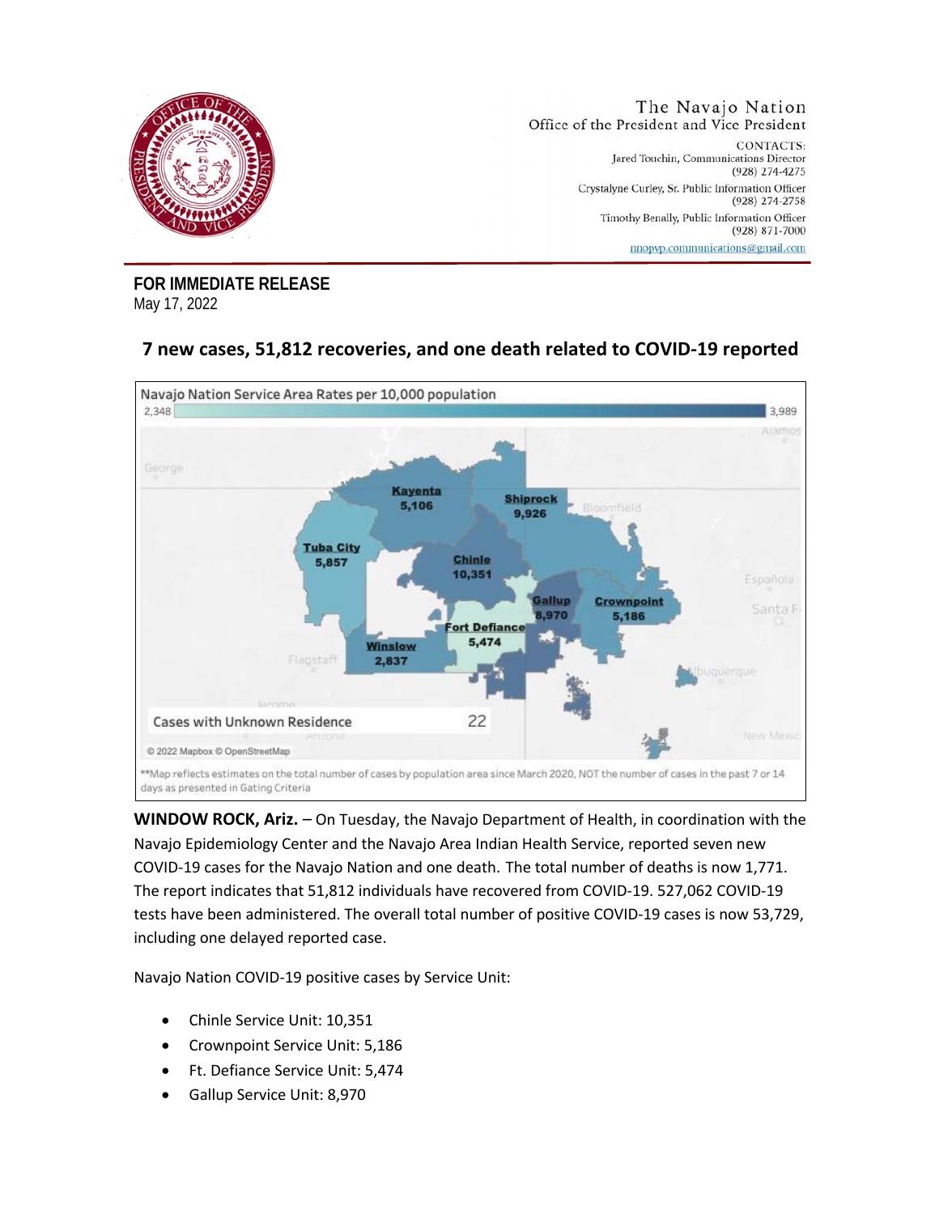The Navajo Nation
Office of the President and Vice President

CONTACTS:
Jared Touchin, Communications Director
(928) 274-4275
Crystalyne Curley, Sr. Public Information Officer
(928) 274-2758
Timothy Benally, Public Information Officer
(928) 871-7000
nnopvp.communications@gmail.com

**FOR IMMEDIATE RELEASE**
May 17, 2022

## 7 new cases, 51,812 recoveries, and one death related to COVID-19 reported

Navajo Nation Service Area Rates per 10,000 population

2,348 — 3,989

Kayenta 5,106
Shiprock 9,926
Tuba City 5,857
Chinle 10,351
Gallup 8,970
Crownpoint 5,186
Fort Defiance 5,474
Winslow 2,837

Cases with Unknown Residence 22

© 2022 Mapbox © OpenStreetMap

**Map reflects estimates on the total number of cases by population area since March 2020, NOT the number of cases in the past 7 or 14 days as presented in Gating Criteria

**WINDOW ROCK, Ariz.** – On Tuesday, the Navajo Department of Health, in coordination with the Navajo Epidemiology Center and the Navajo Area Indian Health Service, reported seven new COVID-19 cases for the Navajo Nation and one death. The total number of deaths is now 1,771. The report indicates that 51,812 individuals have recovered from COVID-19. 527,062 COVID-19 tests have been administered. The overall total number of positive COVID-19 cases is now 53,729, including one delayed reported case.

Navajo Nation COVID-19 positive cases by Service Unit:

- Chinle Service Unit: 10,351
- Crownpoint Service Unit: 5,186
- Ft. Defiance Service Unit: 5,474
- Gallup Service Unit: 8,970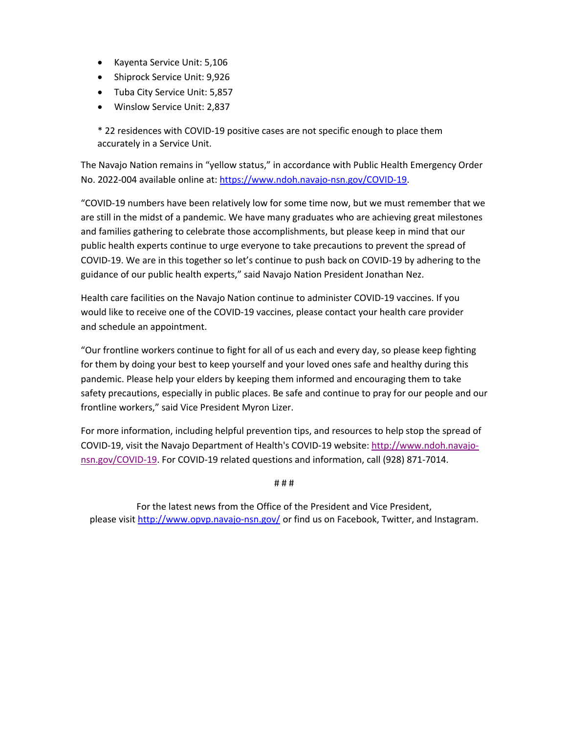- Kayenta Service Unit: 5,106
- Shiprock Service Unit: 9,926
- Tuba City Service Unit: 5,857
- Winslow Service Unit: 2,837

* 22 residences with COVID-19 positive cases are not specific enough to place them accurately in a Service Unit.

The Navajo Nation remains in "yellow status," in accordance with Public Health Emergency Order No. 2022-004 available online at: https://www.ndoh.navajo-nsn.gov/COVID-19.

"COVID-19 numbers have been relatively low for some time now, but we must remember that we are still in the midst of a pandemic. We have many graduates who are achieving great milestones and families gathering to celebrate those accomplishments, but please keep in mind that our public health experts continue to urge everyone to take precautions to prevent the spread of COVID-19. We are in this together so let's continue to push back on COVID-19 by adhering to the guidance of our public health experts," said Navajo Nation President Jonathan Nez.

Health care facilities on the Navajo Nation continue to administer COVID-19 vaccines. If you would like to receive one of the COVID-19 vaccines, please contact your health care provider and schedule an appointment.

"Our frontline workers continue to fight for all of us each and every day, so please keep fighting for them by doing your best to keep yourself and your loved ones safe and healthy during this pandemic. Please help your elders by keeping them informed and encouraging them to take safety precautions, especially in public places. Be safe and continue to pray for our people and our frontline workers," said Vice President Myron Lizer.

For more information, including helpful prevention tips, and resources to help stop the spread of COVID-19, visit the Navajo Department of Health's COVID-19 website: http://www.ndoh.navajo-nsn.gov/COVID-19. For COVID-19 related questions and information, call (928) 871-7014.

# # #

For the latest news from the Office of the President and Vice President, please visit http://www.opvp.navajo-nsn.gov/ or find us on Facebook, Twitter, and Instagram.